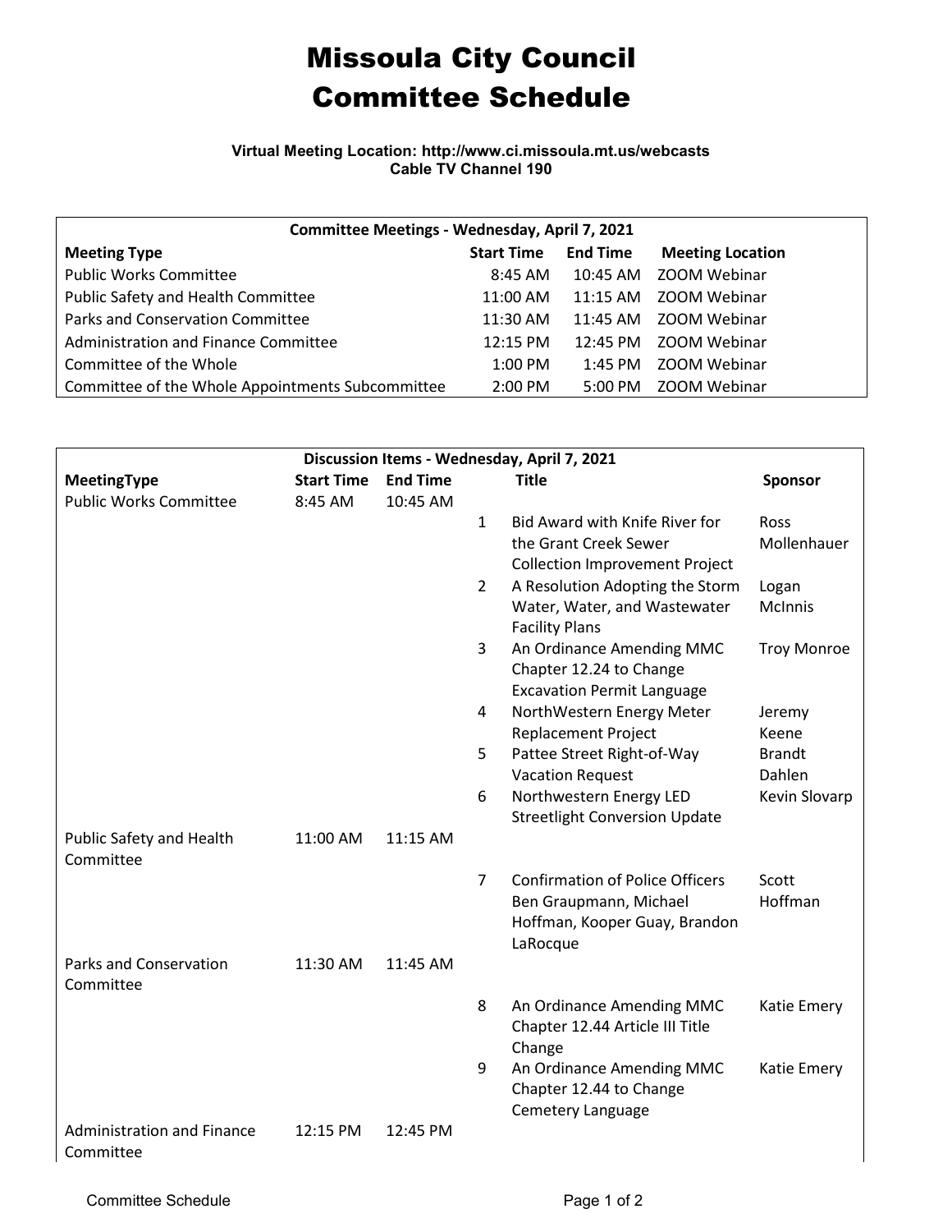# Missoula City Council
# Committee Schedule

**Virtual Meeting Location: http://www.ci.missoula.mt.us/webcasts**
**Cable TV Channel 190**

| Committee Meetings - Wednesday, April 7, 2021 | | | |
|---|---|---|---|
| **Meeting Type** | **Start Time** | **End Time** | **Meeting Location** |
| Public Works Committee | 8:45 AM | 10:45 AM | ZOOM Webinar |
| Public Safety and Health Committee | 11:00 AM | 11:15 AM | ZOOM Webinar |
| Parks and Conservation Committee | 11:30 AM | 11:45 AM | ZOOM Webinar |
| Administration and Finance Committee | 12:15 PM | 12:45 PM | ZOOM Webinar |
| Committee of the Whole | 1:00 PM | 1:45 PM | ZOOM Webinar |
| Committee of the Whole Appointments Subcommittee | 2:00 PM | 5:00 PM | ZOOM Webinar |

| Discussion Items - Wednesday, April 7, 2021 | | | | | |
|---|---|---|---|---|---|
| **MeetingType** | **Start Time** | **End Time** | | **Title** | **Sponsor** |
| Public Works Committee | 8:45 AM | 10:45 AM | | | |
| | | | 1 | Bid Award with Knife River for the Grant Creek Sewer Collection Improvement Project | Ross Mollenhauer |
| | | | 2 | A Resolution Adopting the Storm Water, Water, and Wastewater Facility Plans | Logan McInnis |
| | | | 3 | An Ordinance Amending MMC Chapter 12.24 to Change Excavation Permit Language | Troy Monroe |
| | | | 4 | NorthWestern Energy Meter Replacement Project | Jeremy Keene |
| | | | 5 | Pattee Street Right-of-Way Vacation Request | Brandt Dahlen |
| | | | 6 | Northwestern Energy LED Streetlight Conversion Update | Kevin Slovarp |
| Public Safety and Health Committee | 11:00 AM | 11:15 AM | | | |
| | | | 7 | Confirmation of Police Officers Ben Graupmann, Michael Hoffman, Kooper Guay, Brandon LaRocque | Scott Hoffman |
| Parks and Conservation Committee | 11:30 AM | 11:45 AM | | | |
| | | | 8 | An Ordinance Amending MMC Chapter 12.44 Article III Title Change | Katie Emery |
| | | | 9 | An Ordinance Amending MMC Chapter 12.44 to Change Cemetery Language | Katie Emery |
| Administration and Finance Committee | 12:15 PM | 12:45 PM | | | |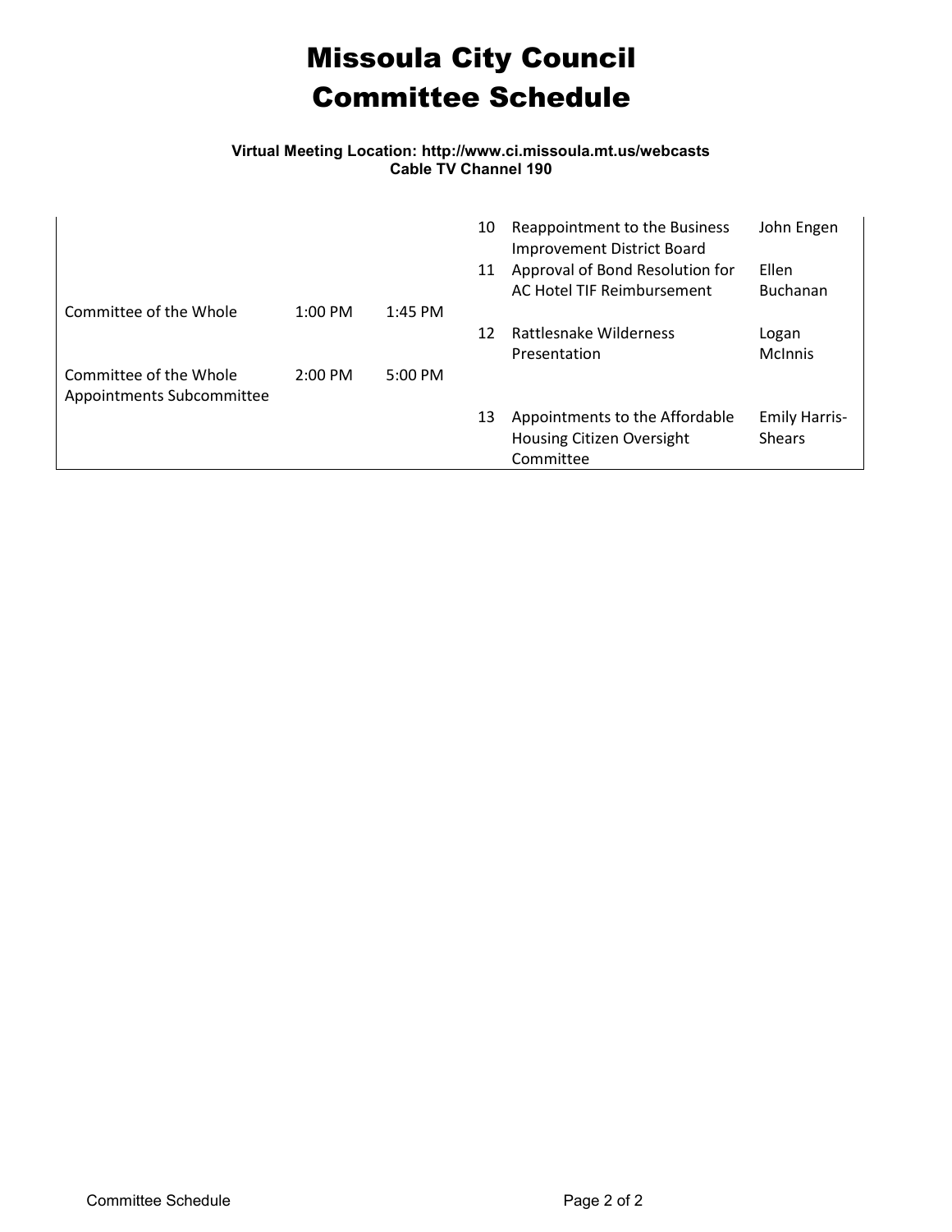# Missoula City Council
# Committee Schedule

**Virtual Meeting Location: http://www.ci.missoula.mt.us/webcasts**
**Cable TV Channel 190**

| | | | | | |
|---|---|---|---|---|---|
| | | | 10 | Reappointment to the Business Improvement District Board | John Engen |
| | | | 11 | Approval of Bond Resolution for AC Hotel TIF Reimbursement | Ellen Buchanan |
| Committee of the Whole | 1:00 PM | 1:45 PM | | | |
| | | | 12 | Rattlesnake Wilderness Presentation | Logan McInnis |
| Committee of the Whole Appointments Subcommittee | 2:00 PM | 5:00 PM | | | |
| | | | 13 | Appointments to the Affordable Housing Citizen Oversight Committee | Emily Harris-Shears |

Committee Schedule